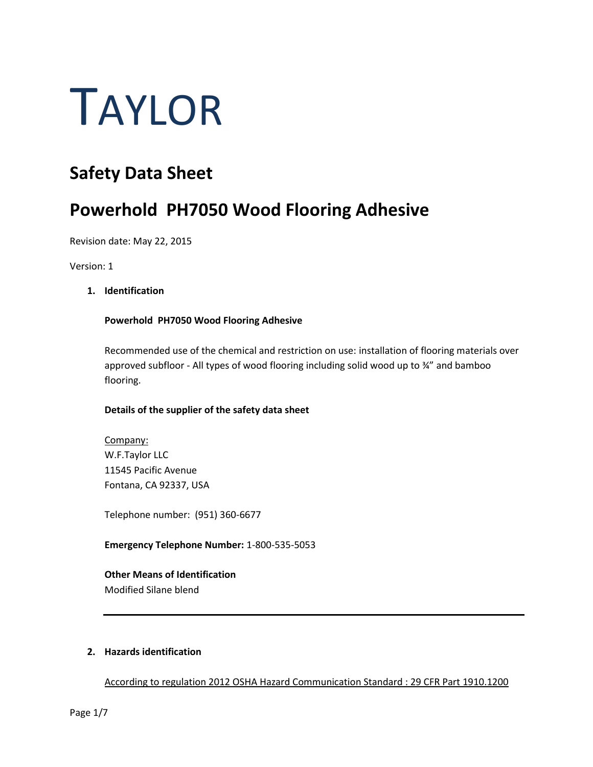# TAYLOR

## Safety Data Sheet

## Powerhold PH7050 Wood Flooring Adhesive

Revision date: May 22, 2015

Version: 1

1. **Identification**

   **Powerhold PH7050 Wood Flooring Adhesive**

   Recommended use of the chemical and restriction on use: installation of flooring materials over approved subfloor - All types of wood flooring including solid wood up to ¾" and bamboo flooring.

   **Details of the supplier of the safety data sheet**

   Company:
   W.F.Taylor LLC
   11545 Pacific Avenue
   Fontana, CA 92337, USA

   Telephone number: (951) 360-6677

   **Emergency Telephone Number:** 1-800-535-5053

   **Other Means of Identification**
   Modified Silane blend

---

2. **Hazards identification**

   According to regulation 2012 OSHA Hazard Communication Standard : 29 CFR Part 1910.1200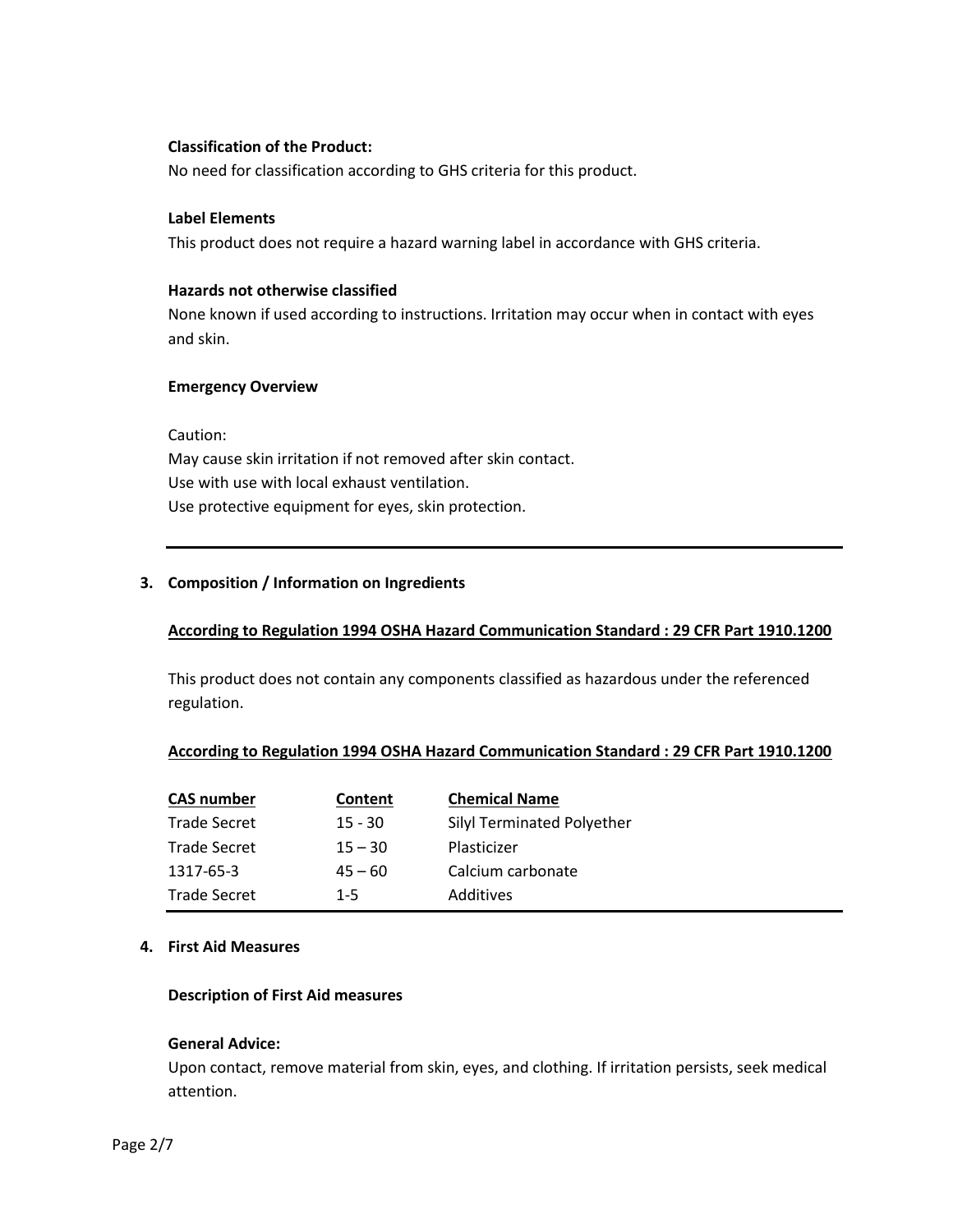**Classification of the Product:**

No need for classification according to GHS criteria for this product.

**Label Elements**

This product does not require a hazard warning label in accordance with GHS criteria.

**Hazards not otherwise classified**

None known if used according to instructions. Irritation may occur when in contact with eyes and skin.

**Emergency Overview**

Caution:
May cause skin irritation if not removed after skin contact.
Use with use with local exhaust ventilation.
Use protective equipment for eyes, skin protection.

---

## 3. Composition / Information on Ingredients

**According to Regulation 1994 OSHA Hazard Communication Standard : 29 CFR Part 1910.1200**

This product does not contain any components classified as hazardous under the referenced regulation.

**According to Regulation 1994 OSHA Hazard Communication Standard : 29 CFR Part 1910.1200**

| CAS number | Content | Chemical Name |
|---|---|---|
| Trade Secret | 15 - 30 | Silyl Terminated Polyether |
| Trade Secret | 15 – 30 | Plasticizer |
| 1317-65-3 | 45 – 60 | Calcium carbonate |
| Trade Secret | 1-5 | Additives |

## 4. First Aid Measures

**Description of First Aid measures**

**General Advice:**

Upon contact, remove material from skin, eyes, and clothing. If irritation persists, seek medical attention.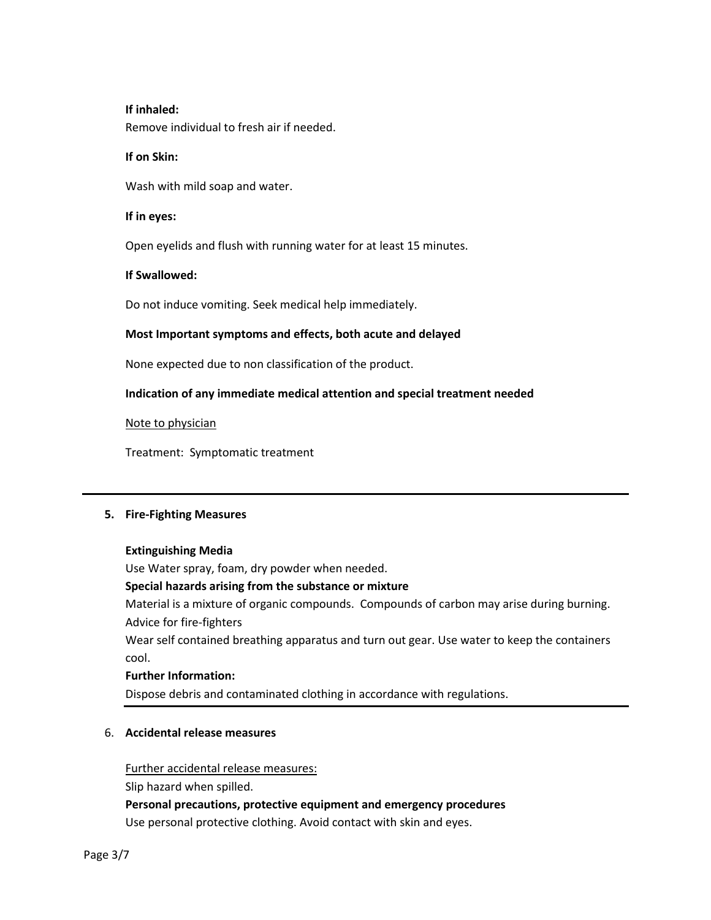**If inhaled:**

Remove individual to fresh air if needed.

**If on Skin:**

Wash with mild soap and water.

**If in eyes:**

Open eyelids and flush with running water for at least 15 minutes.

**If Swallowed:**

Do not induce vomiting. Seek medical help immediately.

**Most Important symptoms and effects, both acute and delayed**

None expected due to non classification of the product.

**Indication of any immediate medical attention and special treatment needed**

Note to physician

Treatment: Symptomatic treatment

## 5. Fire-Fighting Measures

**Extinguishing Media**

Use Water spray, foam, dry powder when needed.

**Special hazards arising from the substance or mixture**

Material is a mixture of organic compounds. Compounds of carbon may arise during burning.

Advice for fire-fighters

Wear self contained breathing apparatus and turn out gear. Use water to keep the containers cool.

**Further Information:**

Dispose debris and contaminated clothing in accordance with regulations.

## 6. Accidental release measures

Further accidental release measures:

Slip hazard when spilled.

**Personal precautions, protective equipment and emergency procedures**

Use personal protective clothing. Avoid contact with skin and eyes.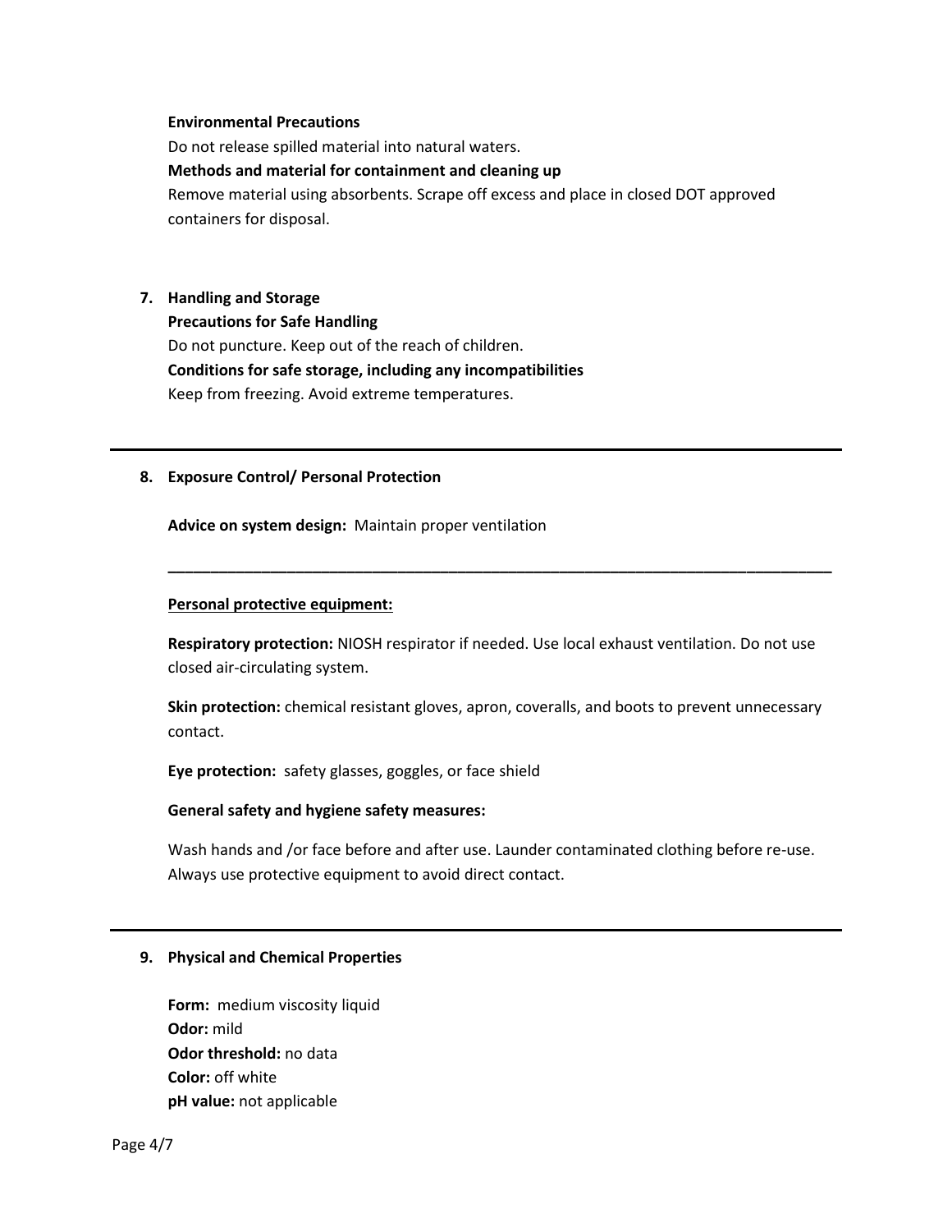**Environmental Precautions**

Do not release spilled material into natural waters.

**Methods and material for containment and cleaning up**

Remove material using absorbents. Scrape off excess and place in closed DOT approved containers for disposal.

## 7. Handling and Storage

**Precautions for Safe Handling**

Do not puncture. Keep out of the reach of children.

**Conditions for safe storage, including any incompatibilities**

Keep from freezing. Avoid extreme temperatures.

---

## 8. Exposure Control/ Personal Protection

**Advice on system design:** Maintain proper ventilation

---

**Personal protective equipment:**

**Respiratory protection:** NIOSH respirator if needed. Use local exhaust ventilation. Do not use closed air-circulating system.

**Skin protection:** chemical resistant gloves, apron, coveralls, and boots to prevent unnecessary contact.

**Eye protection:** safety glasses, goggles, or face shield

**General safety and hygiene safety measures:**

Wash hands and /or face before and after use. Launder contaminated clothing before re-use. Always use protective equipment to avoid direct contact.

---

## 9. Physical and Chemical Properties

**Form:** medium viscosity liquid
**Odor:** mild
**Odor threshold:** no data
**Color:** off white
**pH value:** not applicable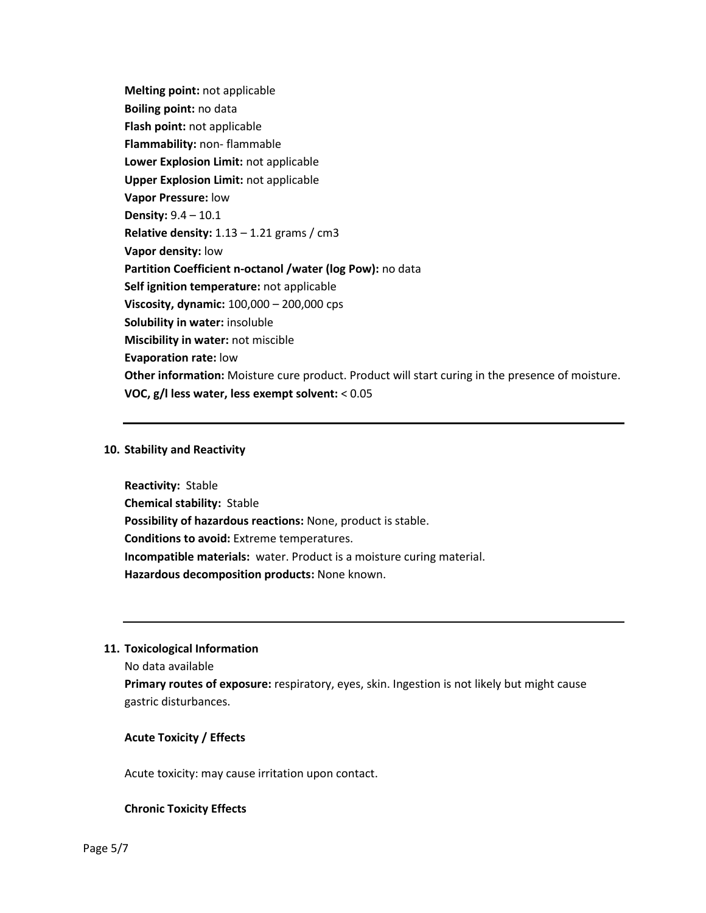**Melting point:** not applicable
**Boiling point:** no data
**Flash point:** not applicable
**Flammability:** non- flammable
**Lower Explosion Limit:** not applicable
**Upper Explosion Limit:** not applicable
**Vapor Pressure:** low
**Density:** 9.4 – 10.1
**Relative density:** 1.13 – 1.21 grams / cm3
**Vapor density:** low
**Partition Coefficient n-octanol /water (log Pow):** no data
**Self ignition temperature:** not applicable
**Viscosity, dynamic:** 100,000 – 200,000 cps
**Solubility in water:** insoluble
**Miscibility in water:** not miscible
**Evaporation rate:** low
**Other information:** Moisture cure product. Product will start curing in the presence of moisture.
**VOC, g/l less water, less exempt solvent:** < 0.05

---

## 10. Stability and Reactivity

**Reactivity:** Stable
**Chemical stability:** Stable
**Possibility of hazardous reactions:** None, product is stable.
**Conditions to avoid:** Extreme temperatures.
**Incompatible materials:** water. Product is a moisture curing material.
**Hazardous decomposition products:** None known.

---

## 11. Toxicological Information

No data available

**Primary routes of exposure:** respiratory, eyes, skin. Ingestion is not likely but might cause gastric disturbances.

**Acute Toxicity / Effects**

Acute toxicity: may cause irritation upon contact.

**Chronic Toxicity Effects**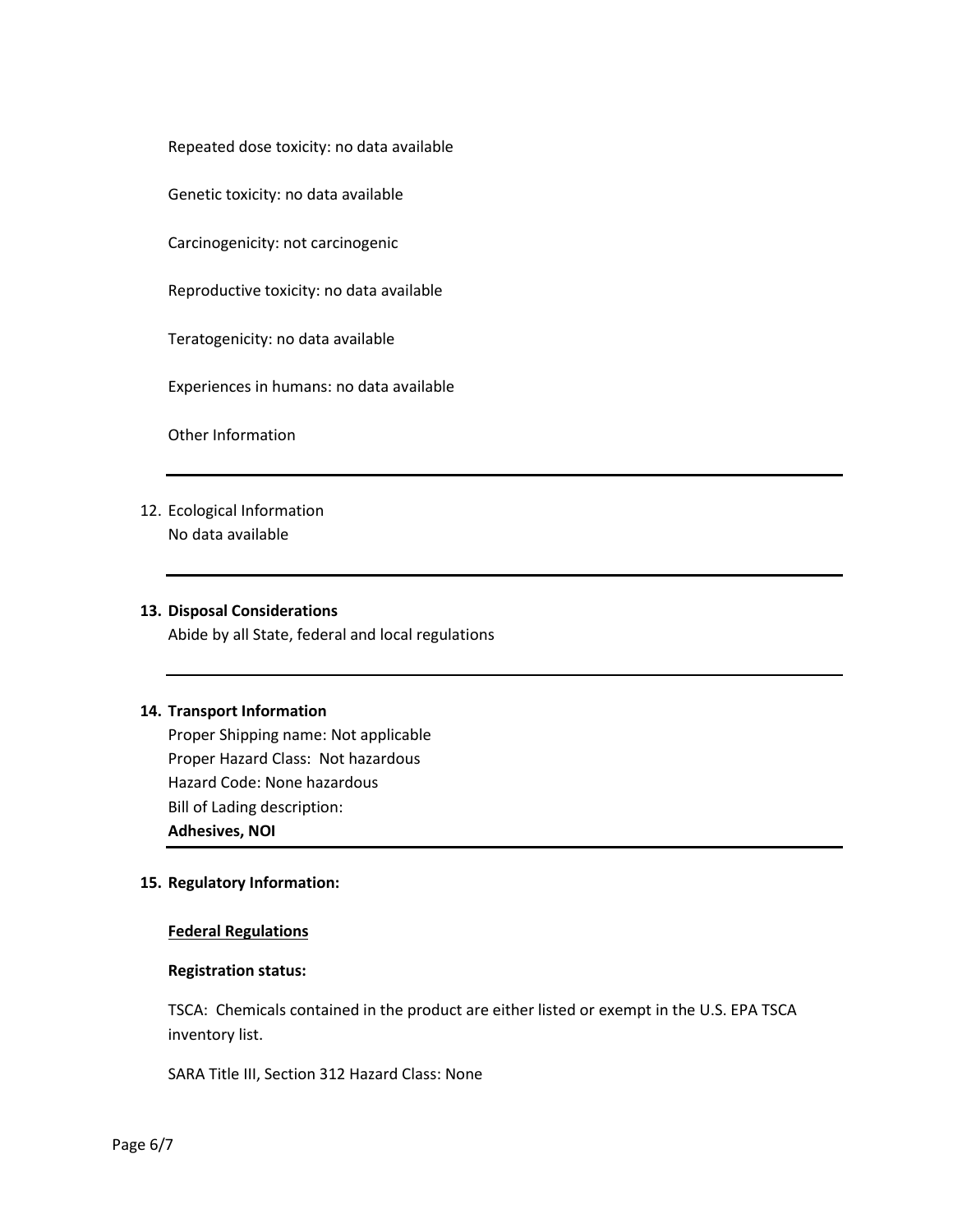Repeated dose toxicity: no data available

Genetic toxicity: no data available

Carcinogenicity: not carcinogenic

Reproductive toxicity: no data available

Teratogenicity: no data available

Experiences in humans: no data available

Other Information

---

12. Ecological Information
    No data available

---

## 13. Disposal Considerations

Abide by all State, federal and local regulations

---

## 14. Transport Information

Proper Shipping name: Not applicable
Proper Hazard Class: Not hazardous
Hazard Code: None hazardous
Bill of Lading description:
**Adhesives, NOI**

---

## 15. Regulatory Information:

**Federal Regulations**

**Registration status:**

TSCA: Chemicals contained in the product are either listed or exempt in the U.S. EPA TSCA inventory list.

SARA Title III, Section 312 Hazard Class: None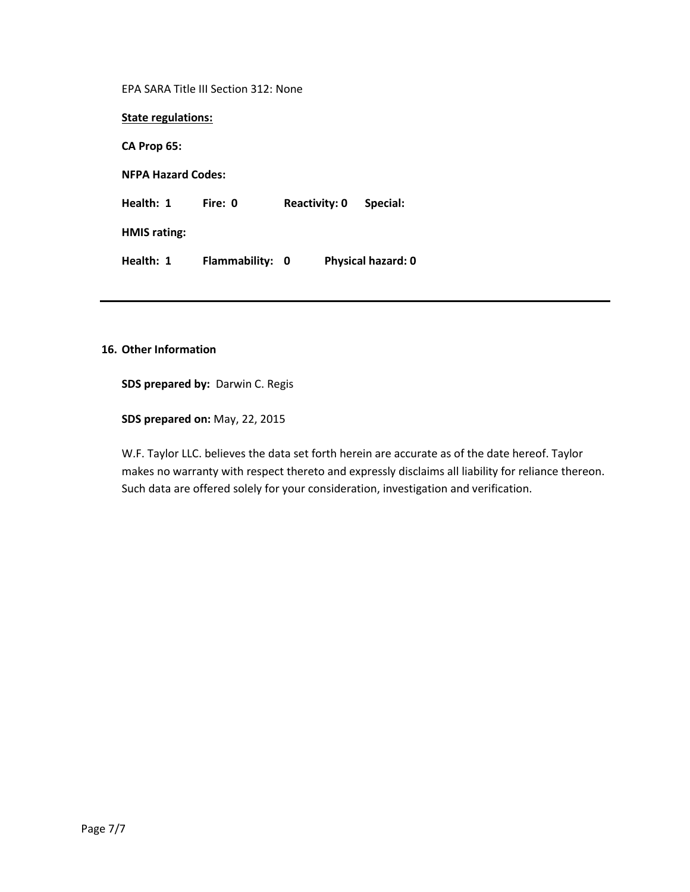EPA SARA Title III Section 312: None

**State regulations:**

**CA Prop 65:**

**NFPA Hazard Codes:**

**Health: 1** **Fire: 0** **Reactivity: 0** **Special:**

**HMIS rating:**

**Health: 1** **Flammability: 0** **Physical hazard: 0**

---

## 16. Other Information

**SDS prepared by:** Darwin C. Regis

**SDS prepared on:** May, 22, 2015

W.F. Taylor LLC. believes the data set forth herein are accurate as of the date hereof. Taylor makes no warranty with respect thereto and expressly disclaims all liability for reliance thereon. Such data are offered solely for your consideration, investigation and verification.